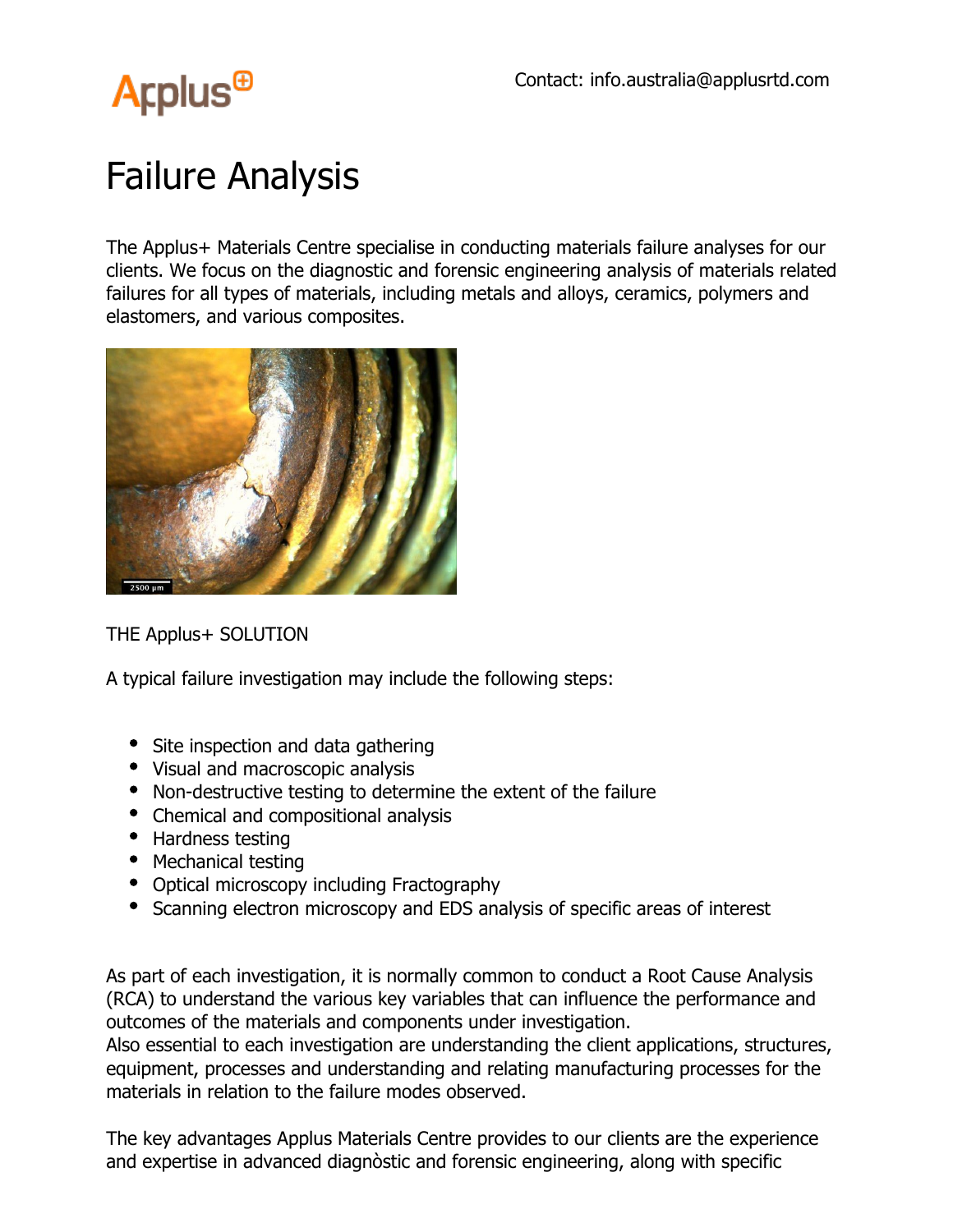Applus+

Contact: info.australia@applusrtd.com

# Failure Analysis

The Applus+ Materials Centre specialise in conducting materials failure analyses for our clients. We focus on the diagnostic and forensic engineering analysis of materials related failures for all types of materials, including metals and alloys, ceramics, polymers and elastomers, and various composites.

THE Applus+ SOLUTION

A typical failure investigation may include the following steps:

- Site inspection and data gathering
- Visual and macroscopic analysis
- Non-destructive testing to determine the extent of the failure
- Chemical and compositional analysis
- Hardness testing
- Mechanical testing
- Optical microscopy including Fractography
- Scanning electron microscopy and EDS analysis of specific areas of interest

As part of each investigation, it is normally common to conduct a Root Cause Analysis (RCA) to understand the various key variables that can influence the performance and outcomes of the materials and components under investigation.
Also essential to each investigation are understanding the client applications, structures, equipment, processes and understanding and relating manufacturing processes for the materials in relation to the failure modes observed.

The key advantages Applus Materials Centre provides to our clients are the experience and expertise in advanced diagnòstic and forensic engineering, along with specific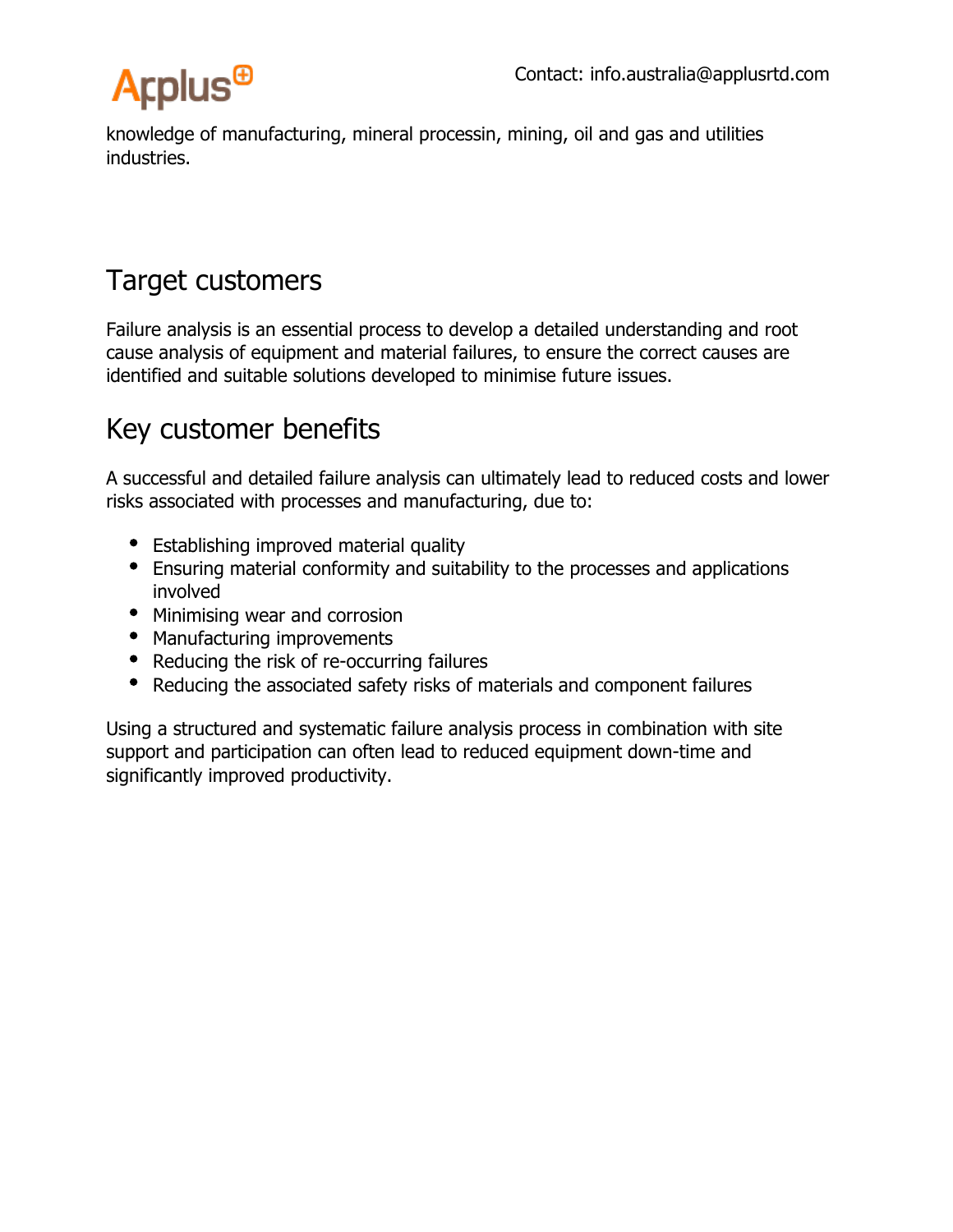knowledge of manufacturing, mineral processin, mining, oil and gas and utilities industries.

## Target customers

Failure analysis is an essential process to develop a detailed understanding and root cause analysis of equipment and material failures, to ensure the correct causes are identified and suitable solutions developed to minimise future issues.

## Key customer benefits

A successful and detailed failure analysis can ultimately lead to reduced costs and lower risks associated with processes and manufacturing, due to:

- Establishing improved material quality
- Ensuring material conformity and suitability to the processes and applications involved
- Minimising wear and corrosion
- Manufacturing improvements
- Reducing the risk of re-occurring failures
- Reducing the associated safety risks of materials and component failures

Using a structured and systematic failure analysis process in combination with site support and participation can often lead to reduced equipment down-time and significantly improved productivity.